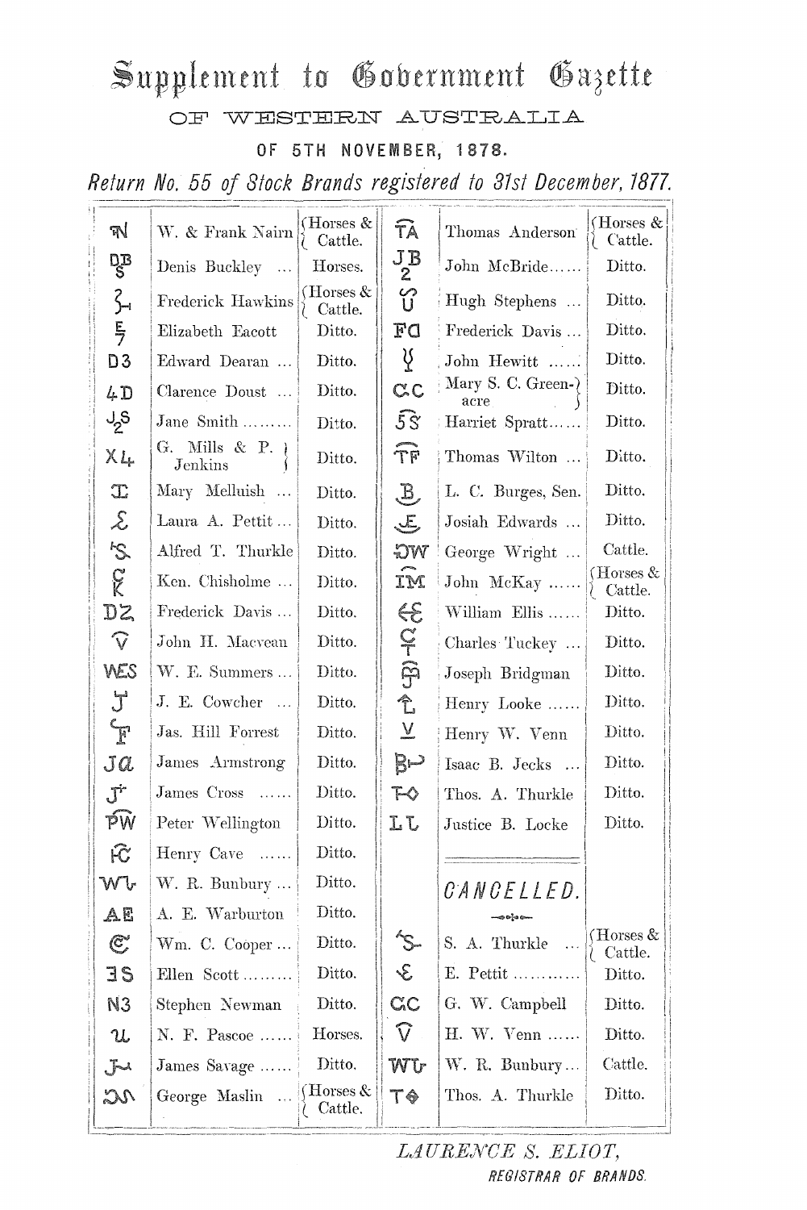# Supplement to Government Gazette

## OF WESTERN AUSTRALIA

### OF 5TH NOVEMBER, 1878.

*Return No. 55 of Stock Brands registered to 31st December, 1877.*

| Brand | Name | Stock | Brand | Name | Stock |
|---|---|---|---|---|---|
| ꟿN | W. & Frank Nairn | Horses & Cattle. | TA | Thomas Anderson | Horses & Cattle. |
| DB S | Denis Buckley ... | Horses. | JB 2 | John McBride...... | Ditto. |
| 2 ⊢ | Frederick Hawkins | Horses & Cattle. | ꟿ U | Hugh Stephens ... | Ditto. |
| E 7 | Elizabeth Eacott | Ditto. | FO | Frederick Davis ... | Ditto. |
| D3 | Edward Dearan ... | Ditto. | ꟿ | John Hewitt ...... | Ditto. |
| 4D | Clarence Doust ... | Ditto. | CC | Mary S. C. Greenacre | Ditto. |
| J2S | Jane Smith ......... | Ditto. | 5S | Harriet Spratt...... | Ditto. |
| X4 | G. Mills & P. Jenkins | Ditto. | TF | Thomas Wilton ... | Ditto. |
| ꟿ | Mary Melluish ... | Ditto. | B | L. C. Burges, Sen. | Ditto. |
| ꟿ | Laura A. Pettit ... | Ditto. | E | Josiah Edwards ... | Ditto. |
| ꟿ | Alfred T. Thurkle | Ditto. | ꟿW | George Wright ... | Cattle. |
| C K | Ken. Chisholme ... | Ditto. | IM | John McKay ...... | Horses & Cattle. |
| DZ | Frederick Davis ... | Ditto. | ꟿ | William Ellis ...... | Ditto. |
| V | John H. Macvean | Ditto. | C T | Charles Tuckey ... | Ditto. |
| WES | W. E. Summers ... | Ditto. | ꟿ | Joseph Bridgman | Ditto. |
| J | J. E. Cowcher ... | Ditto. | L | Henry Looke ...... | Ditto. |
| F | Jas. Hill Forrest | Ditto. | V | Henry W. Venn | Ditto. |
| Ja | James Armstrong | Ditto. | Bꟿ | Isaac B. Jecks ... | Ditto. |
| J | James Cross ...... | Ditto. | Tꟿ | Thos. A. Thurkle | Ditto. |
| PW | Peter Wellington | Ditto. | LL | Justice B. Locke | Ditto. |
| HC | Henry Cave ...... | Ditto. | | | |
| Wꟿ | W. R. Bunbury ... | Ditto. | | **CANCELLED.** | |
| AE | A. E. Warburton | Ditto. | | | |
| C | Wm. C. Cooper ... | Ditto. | ꟿ | S. A. Thurkle ... | Horses & Cattle. |
| ƐS | Ellen Scott ......... | Ditto. | ꟿ | E. Pettit ........... | Ditto. |
| N3 | Stephen Newman | Ditto. | CC | G. W. Campbell | Ditto. |
| ꟿ | N. F. Pascoe ...... | Horses. | V | H. W. Venn ...... | Ditto. |
| Jꟿ | James Savage ...... | Ditto. | Wꟿ | W. R. Bunbury... | Cattle. |
| ꟿ | George Maslin ... | Horses & Cattle. | Tꟿ | Thos. A. Thurkle | Ditto. |

*LAURENCE S. ELIOT,*
*REGISTRAR OF BRANDS.*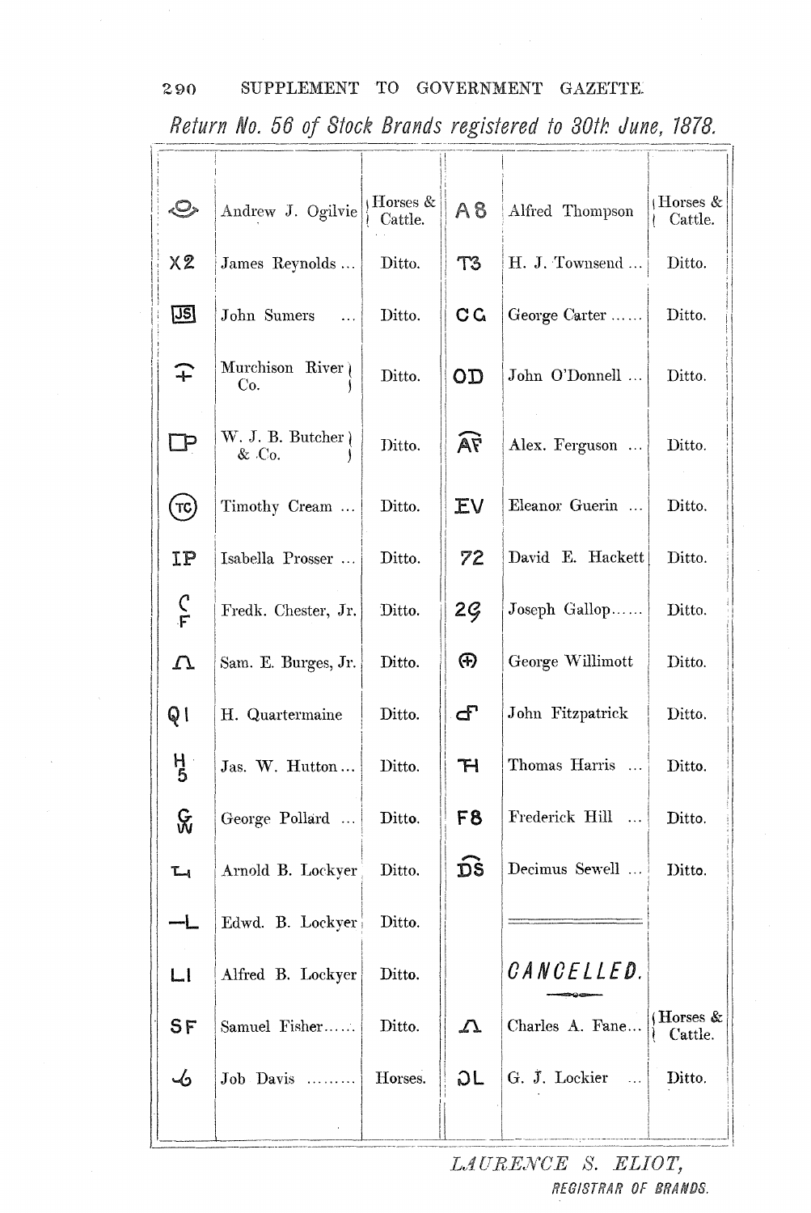## Return No. 56 of Stock Brands registered to 30th June, 1878.

| Brand | Name | Stock | Brand | Name | Stock |
|---|---|---|---|---|---|
| (symbol) | Andrew J. Ogilvie | Horses & Cattle. | A8 | Alfred Thompson | Horses & Cattle. |
| X2 | James Reynolds ... | Ditto. | T3 | H. J. Townsend ... | Ditto. |
| JS (boxed) | John Sumers ... | Ditto. | CG | George Carter ...... | Ditto. |
| (symbol) | Murchison River Co. | Ditto. | OD | John O'Donnell ... | Ditto. |
| (symbol) P | W. J. B. Butcher & Co. | Ditto. | AF (symbol) | Alex. Ferguson ... | Ditto. |
| TC (circled) | Timothy Cream ... | Ditto. | EV | Eleanor Guerin ... | Ditto. |
| IP | Isabella Prosser ... | Ditto. | 72 | David E. Hackett | Ditto. |
| C F | Fredk. Chester, Jr. | Ditto. | 2G | Joseph Gallop...... | Ditto. |
| (symbol) | Sam. E. Burges, Jr. | Ditto. | (symbol) | George Willimott | Ditto. |
| Q1 | H. Quartermaine | Ditto. | (symbol) | John Fitzpatrick | Ditto. |
| H 5 | Jas. W. Hutton... | Ditto. | TH | Thomas Harris ... | Ditto. |
| G W | George Pollard ... | Ditto. | F8 | Frederick Hill ... | Ditto. |
| (symbol) | Arnold B. Lockyer | Ditto. | DS (symbol) | Decimus Sewell ... | Ditto. |
| —L | Edwd. B. Lockyer | Ditto. | | | |
| LI | Alfred B. Lockyer | Ditto. | | ***CANCELLED.*** | |
| SF | Samuel Fisher...... | Ditto. | (symbol) | Charles A. Fane... | Horses & Cattle. |
| (symbol) 6 | Job Davis ......... | Horses. | ƆL | G. J. Lockier ... | Ditto. |

*LAURENCE S. ELIOT,*
REGISTRAR OF BRANDS.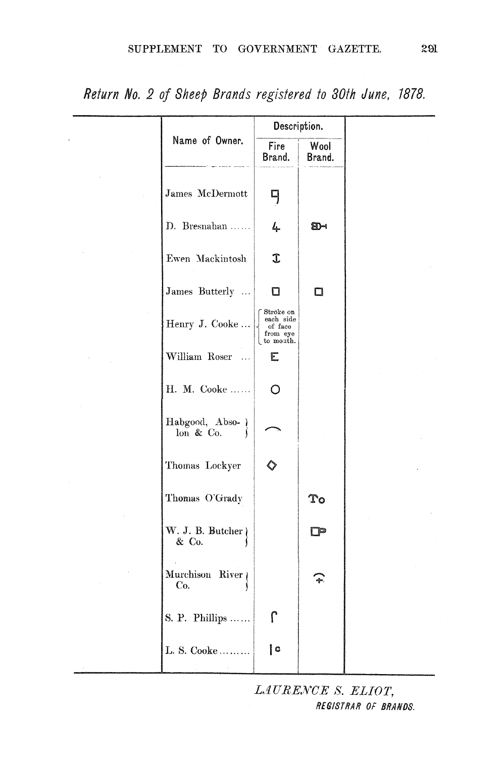## *Return No. 2 of Sheep Brands registered to 30th June, 1878.*

| Name of Owner. | Description. | |
|---|---|---|
| | Fire Brand. | Wool Brand. |
| James McDermott | ꟼ | |
| D. Bresnahan ...... | 4 | SD⊣ |
| Ewen Mackintosh | I | |
| James Butterly ... | □ | □ |
| Henry J. Cooke ... | Stroke on each side of face from eye to mouth. | |
| William Roser ... | E | |
| H. M. Cooke ...... | O | |
| Habgood, Absolon & Co. | ⌒ | |
| Thomas Lockyer | ◇ | |
| Thomas O'Grady | | To |
| W. J. B. Butcher & Co. | | □P |
| Murchison River Co. | | ⌒ ÷ |
| S. P. Phillips ...... | ſ | |
| L. S. Cooke ......... | \|c | |

*LAURENCE S. ELIOT,*
*REGISTRAR OF BRANDS.*